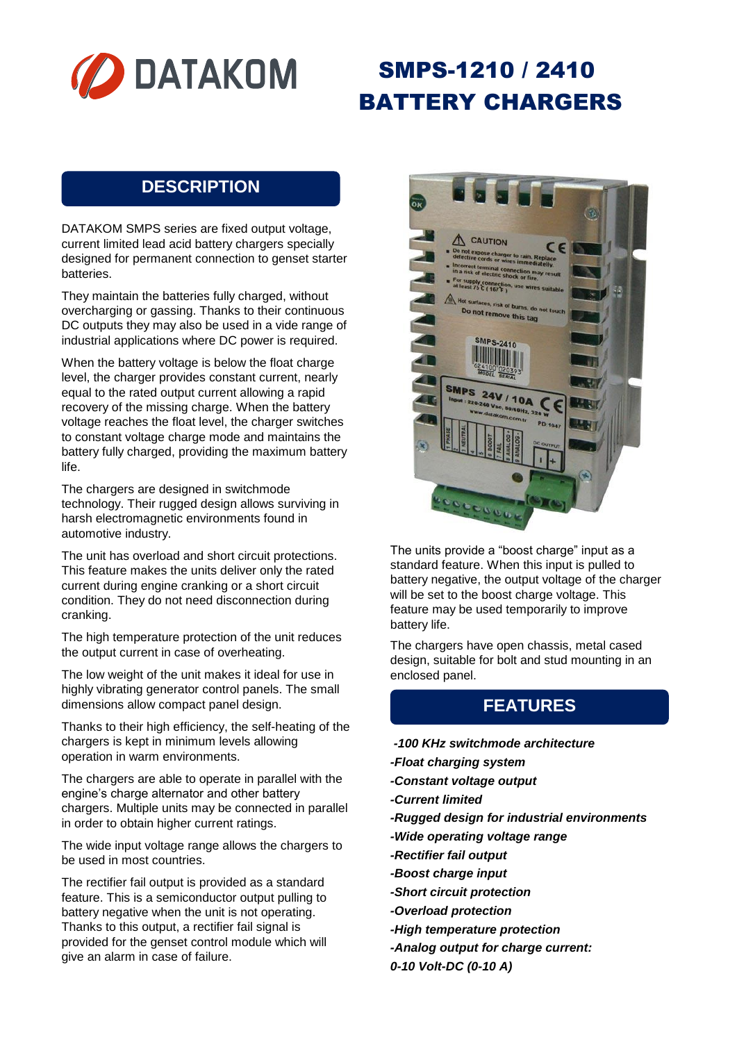DATAKOM

# SMPS-1210 / 2410 BATTERY CHARGERS

## DESCRIPTION

DATAKOM SMPS series are fixed output voltage, current limited lead acid battery chargers specially designed for permanent connection to genset starter batteries.

They maintain the batteries fully charged, without overcharging or gassing. Thanks to their continuous DC outputs they may also be used in a vide range of industrial applications where DC power is required.

When the battery voltage is below the float charge level, the charger provides constant current, nearly equal to the rated output current allowing a rapid recovery of the missing charge. When the battery voltage reaches the float level, the charger switches to constant voltage charge mode and maintains the battery fully charged, providing the maximum battery life.

The chargers are designed in switchmode technology. Their rugged design allows surviving in harsh electromagnetic environments found in automotive industry.

The unit has overload and short circuit protections. This feature makes the units deliver only the rated current during engine cranking or a short circuit condition. They do not need disconnection during cranking.

The high temperature protection of the unit reduces the output current in case of overheating.

The low weight of the unit makes it ideal for use in highly vibrating generator control panels. The small dimensions allow compact panel design.

Thanks to their high efficiency, the self-heating of the chargers is kept in minimum levels allowing operation in warm environments.

The chargers are able to operate in parallel with the engine's charge alternator and other battery chargers. Multiple units may be connected in parallel in order to obtain higher current ratings.

The wide input voltage range allows the chargers to be used in most countries.

The rectifier fail output is provided as a standard feature. This is a semiconductor output pulling to battery negative when the unit is not operating. Thanks to this output, a rectifier fail signal is provided for the genset control module which will give an alarm in case of failure.

The units provide a "boost charge" input as a standard feature. When this input is pulled to battery negative, the output voltage of the charger will be set to the boost charge voltage. This feature may be used temporarily to improve battery life.

The chargers have open chassis, metal cased design, suitable for bolt and stud mounting in an enclosed panel.

## FEATURES

***-100 KHz switchmode architecture***
***-Float charging system***
***-Constant voltage output***
***-Current limited***
***-Rugged design for industrial environments***
***-Wide operating voltage range***
***-Rectifier fail output***
***-Boost charge input***
***-Short circuit protection***
***-Overload protection***
***-High temperature protection***
***-Analog output for charge current: 0-10 Volt-DC (0-10 A)***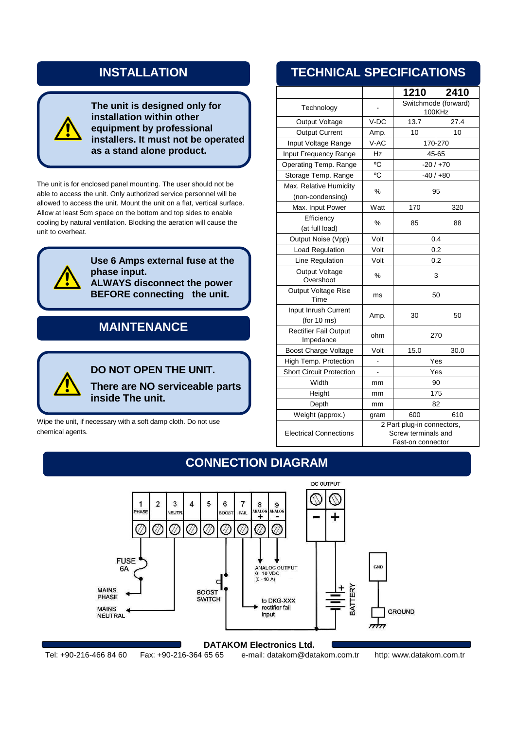## INSTALLATION

**The unit is designed only for installation within other equipment by professional installers. It must not be operated as a stand alone product.**

The unit is for enclosed panel mounting. The user should not be able to access the unit. Only authorized service personnel will be allowed to access the unit. Mount the unit on a flat, vertical surface. Allow at least 5cm space on the bottom and top sides to enable cooling by natural ventilation. Blocking the aeration will cause the unit to overheat.

**Use 6 Amps external fuse at the phase input.**
**ALWAYS disconnect the power BEFORE connecting the unit.**

## MAINTENANCE

**DO NOT OPEN THE UNIT.**

**There are NO serviceable parts inside The unit.**

Wipe the unit, if necessary with a soft damp cloth. Do not use chemical agents.

## TECHNICAL SPECIFICATIONS

| | | 1210 | 2410 |
|---|---|---|---|
| Technology | - | Switchmode (forward) 100KHz | |
| Output Voltage | V-DC | 13.7 | 27.4 |
| Output Current | Amp. | 10 | 10 |
| Input Voltage Range | V-AC | 170-270 | |
| Input Frequency Range | Hz | 45-65 | |
| Operating Temp. Range | °C | -20 / +70 | |
| Storage Temp. Range | °C | -40 / +80 | |
| Max. Relative Humidity (non-condensing) | % | 95 | |
| Max. Input Power | Watt | 170 | 320 |
| Efficiency (at full load) | % | 85 | 88 |
| Output Noise (Vpp) | Volt | 0.4 | |
| Load Regulation | Volt | 0.2 | |
| Line Regulation | Volt | 0.2 | |
| Output Voltage Overshoot | % | 3 | |
| Output Voltage Rise Time | ms | 50 | |
| Input Inrush Current (for 10 ms) | Amp. | 30 | 50 |
| Rectifier Fail Output Impedance | ohm | 270 | |
| Boost Charge Voltage | Volt | 15.0 | 30.0 |
| High Temp. Protection | - | Yes | |
| Short Circuit Protection | - | Yes | |
| Width | mm | 90 | |
| Height | mm | 175 | |
| Depth | mm | 82 | |
| Weight (approx.) | gram | 600 | 610 |
| Electrical Connections | | 2 Part plug-in connectors, Screw terminals and Fast-on connector | |

## CONNECTION DIAGRAM

DC OUTPUT
- +
1 PHASE
2
3 NEUTR.
4
5
6 BOOST
7 FAIL
8 ANALOG +
9 ANALOG -
FUSE 6A
MAINS PHASE
MAINS NEUTRAL
BOOST SWITCH
ANALOG OUTPUT 0 - 10 VDC (0 - 10 A)
to DKG-XXX rectifier fail input
BATTERY
GND
GROUND

**DATAKOM Electronics Ltd.**

Tel: +90-216-466 84 60 Fax: +90-216-364 65 65 e-mail: datakom@datakom.com.tr http: www.datakom.com.tr